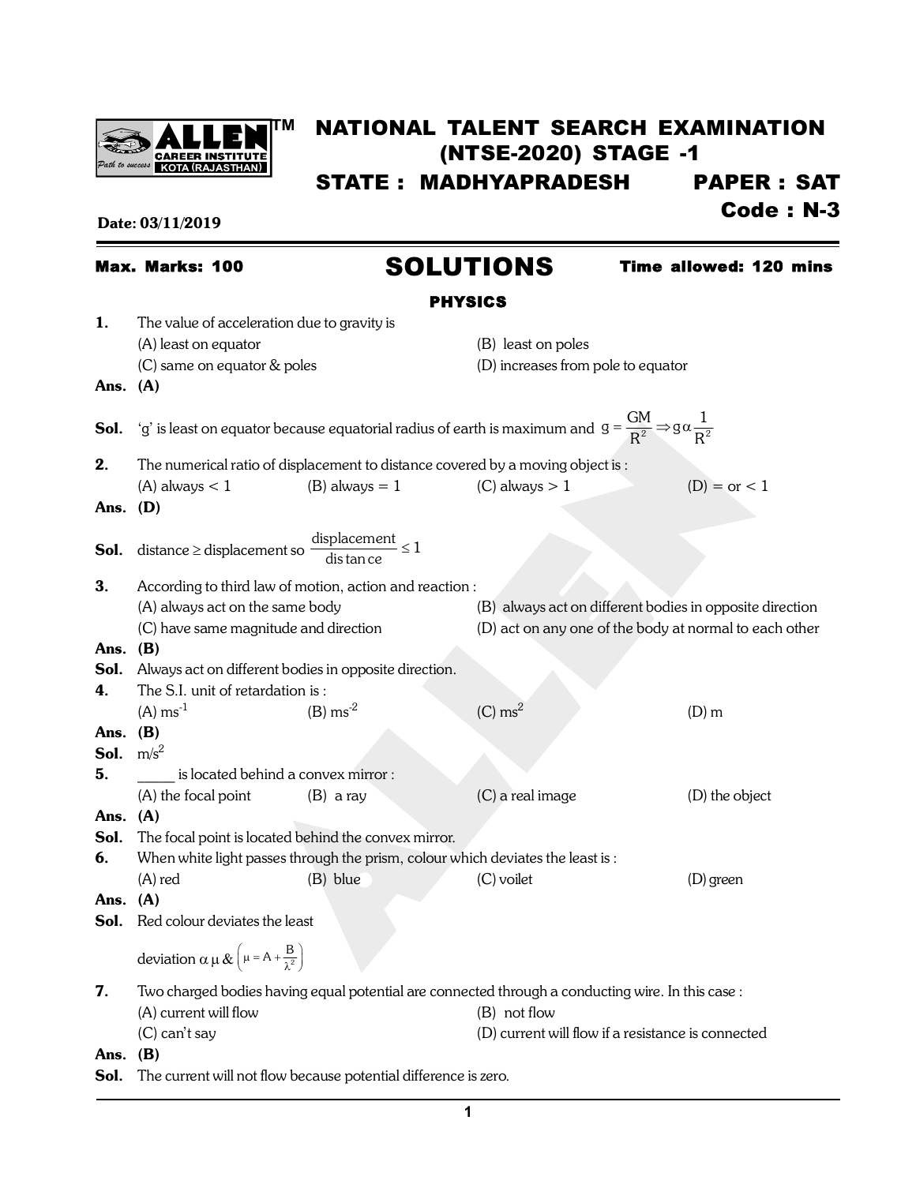# NATIONAL TALENT SEARCH EXAMINATION (NTSE-2020) STAGE -1

## STATE : MADHYAPRADESH PAPER : SAT

**Code : N-3**

**Date: 03/11/2019**

**Max. Marks: 100** **Time allowed: 120 mins**

# SOLUTIONS

## PHYSICS

**1.** The value of acceleration due to gravity is

(A) least on equator (B) least on poles

(C) same on equator & poles (D) increases from pole to equator

**Ans. (A)**

**Sol.** 'g' is least on equator because equatorial radius of earth is maximum and $g = \frac{GM}{R^2} \Rightarrow g \alpha \frac{1}{R^2}$

**2.** The numerical ratio of displacement to distance covered by a moving object is :

(A) always < 1 (B) always = 1 (C) always > 1 (D) = or < 1

**Ans. (D)**

**Sol.** distance ≥ displacement so $\frac{\text{displacement}}{\text{distance}} \leq 1$

**3.** According to third law of motion, action and reaction :

(A) always act on the same body (B) always act on different bodies in opposite direction

(C) have same magnitude and direction (D) act on any one of the body at normal to each other

**Ans. (B)**

**Sol.** Always act on different bodies in opposite direction.

**4.** The S.I. unit of retardation is :

(A) $ms^{-1}$ (B) $ms^{-2}$ (C) $ms^2$ (D) m

**Ans. (B)**

**Sol.** $m/s^2$

**5.** _____ is located behind a convex mirror :

(A) the focal point (B) a ray (C) a real image (D) the object

**Ans. (A)**

**Sol.** The focal point is located behind the convex mirror.

**6.** When white light passes through the prism, colour which deviates the least is :

(A) red (B) blue (C) voilet (D) green

**Ans. (A)**

**Sol.** Red colour deviates the least

deviation $\alpha\, \mu$ & $\left(\mu = A + \frac{B}{\lambda^2}\right)$

**7.** Two charged bodies having equal potential are connected through a conducting wire. In this case :

(A) current will flow (B) not flow

(C) can't say (D) current will flow if a resistance is connected

**Ans. (B)**

**Sol.** The current will not flow because potential difference is zero.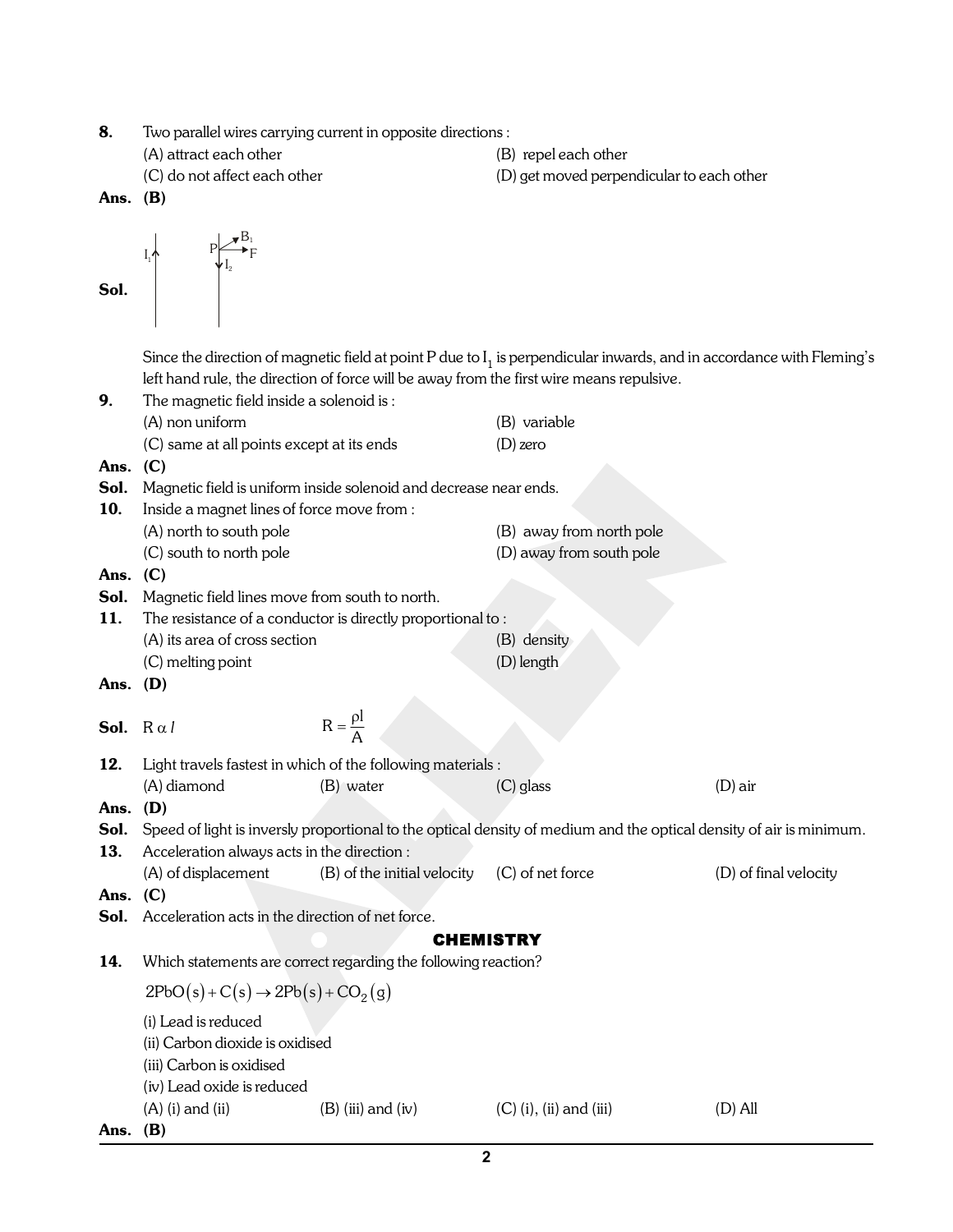**8.** Two parallel wires carrying current in opposite directions :

(A) attract each other  
(B) repel each other  
(C) do not affect each other  
(D) get moved perpendicular to each other

**Ans.** **(B)**

**Sol.**

Since the direction of magnetic field at point P due to $I_1$ is perpendicular inwards, and in accordance with Fleming's left hand rule, the direction of force will be away from the first wire means repulsive.

**9.** The magnetic field inside a solenoid is :

(A) non uniform  
(B) variable  
(C) same at all points except at its ends  
(D) zero

**Ans.** **(C)**

**Sol.** Magnetic field is uniform inside solenoid and decrease near ends.

**10.** Inside a magnet lines of force move from :

(A) north to south pole  
(B) away from north pole  
(C) south to north pole  
(D) away from south pole

**Ans.** **(C)**

**Sol.** Magnetic field lines move from south to north.

**11.** The resistance of a conductor is directly proportional to :

(A) its area of cross section  
(B) density  
(C) melting point  
(D) length

**Ans.** **(D)**

**Sol.** $R \propto l$ $\qquad$ $R = \frac{\rho l}{A}$

**12.** Light travels fastest in which of the following materials :

(A) diamond  
(B) water  
(C) glass  
(D) air

**Ans.** **(D)**

**Sol.** Speed of light is inversly proportional to the optical density of medium and the optical density of air is minimum.

**13.** Acceleration always acts in the direction :

(A) of displacement  
(B) of the initial velocity  
(C) of net force  
(D) of final velocity

**Ans.** **(C)**

**Sol.** Acceleration acts in the direction of net force.

## CHEMISTRY

**14.** Which statements are correct regarding the following reaction?

$$2PbO(s) + C(s) \rightarrow 2Pb(s) + CO_2(g)$$

(i) Lead is reduced  
(ii) Carbon dioxide is oxidised  
(iii) Carbon is oxidised  
(iv) Lead oxide is reduced

(A) (i) and (ii)  
(B) (iii) and (iv)  
(C) (i), (ii) and (iii)  
(D) All

**Ans.** **(B)**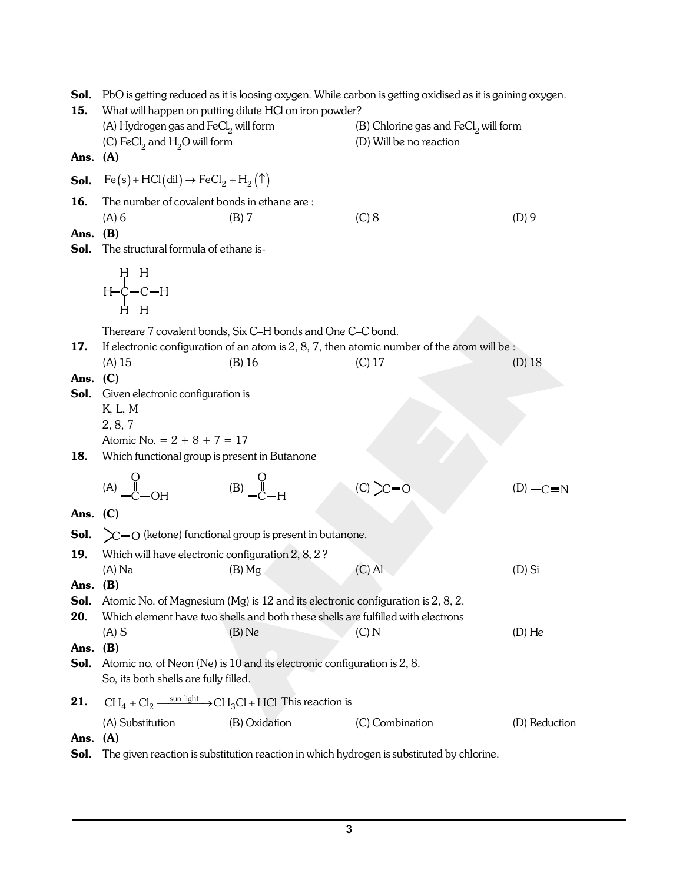**Sol.** PbO is getting reduced as it is loosing oxygen. While carbon is getting oxidised as it is gaining oxygen.

**15.** What will happen on putting dilute HCl on iron powder?

(A) Hydrogen gas and $FeCl_2$ will form
(B) Chlorine gas and $FeCl_2$ will form
(C) $FeCl_2$ and $H_2O$ will form
(D) Will be no reaction

**Ans.** **(A)**

**Sol.** $Fe(s) + HCl(dil) \rightarrow FeCl_2 + H_2(\uparrow)$

**16.** The number of covalent bonds in ethane are :

(A) 6 (B) 7 (C) 8 (D) 9

**Ans.** **(B)**

**Sol.** The structural formula of ethane is-

```
   H  H
   |  |
H—C—C—H
   |  |
   H  H
```

Thereare 7 covalent bonds, Six C–H bonds and One C–C bond.

**17.** If electronic configuration of an atom is 2, 8, 7, then atomic number of the atom will be :

(A) 15 (B) 16 (C) 17 (D) 18

**Ans.** **(C)**

**Sol.** Given electronic configuration is
K, L, M
2, 8, 7
Atomic No. = 2 + 8 + 7 = 17

**18.** Which functional group is present in Butanone

(A) $-\overset{O}{\overset{\|}{C}}-OH$ (B) $-\overset{O}{\overset{\|}{C}}-H$ (C) $>C=O$ (D) $-C\equiv N$

**Ans.** **(C)**

**Sol.** $>C=O$ (ketone) functional group is present in butanone.

**19.** Which will have electronic configuration 2, 8, 2 ?

(A) Na (B) Mg (C) Al (D) Si

**Ans.** **(B)**

**Sol.** Atomic No. of Magnesium (Mg) is 12 and its electronic configuration is 2, 8, 2.

**20.** Which element have two shells and both these shells are fulfilled with electrons

(A) S (B) Ne (C) N (D) He

**Ans.** **(B)**

**Sol.** Atomic no. of Neon (Ne) is 10 and its electronic configuration is 2, 8.
So, its both shells are fully filled.

**21.** $CH_4 + Cl_2 \xrightarrow{\text{sun light}} CH_3Cl + HCl$ This reaction is

(A) Substitution (B) Oxidation (C) Combination (D) Reduction

**Ans.** **(A)**

**Sol.** The given reaction is substitution reaction in which hydrogen is substituted by chlorine.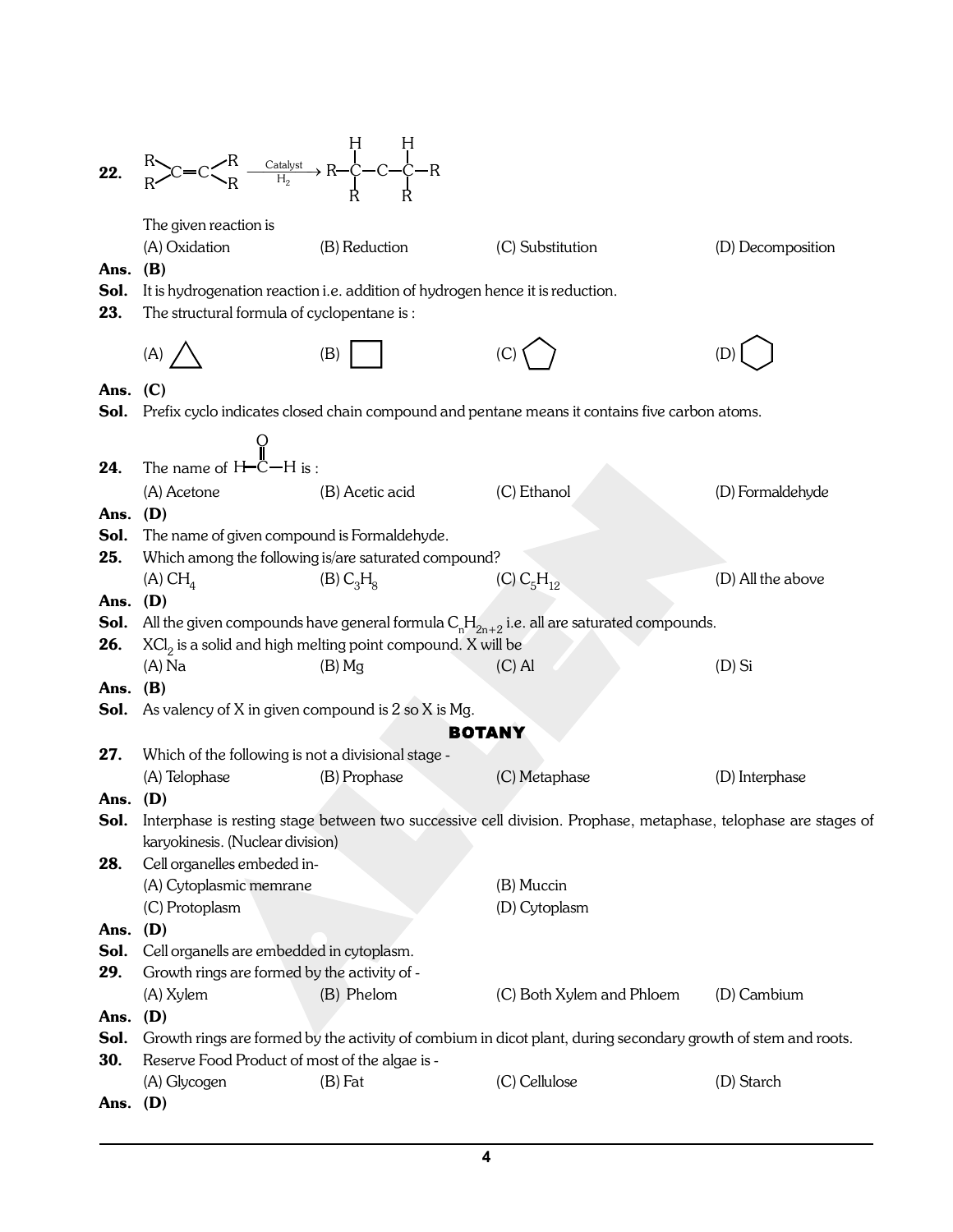**22.** $R_2C{=}CR_2 \xrightarrow[H_2]{\text{Catalyst}} R{-}\overset{H}{\underset{R}{C}}{-}\overset{H}{\underset{R}{C}}{-}R$

The given reaction is

(A) Oxidation (B) Reduction (C) Substitution (D) Decomposition

**Ans. (B)**

**Sol.** It is hydrogenation reaction i.e. addition of hydrogen hence it is reduction.

**23.** The structural formula of cyclopentane is :

(A) △ (B) □ (C) ⬠ (D) ⬡

**Ans. (C)**

**Sol.** Prefix cyclo indicates closed chain compound and pentane means it contains five carbon atoms.

**24.** The name of $H{-}\overset{O}{\overset{\|}{C}}{-}H$ is :

(A) Acetone (B) Acetic acid (C) Ethanol (D) Formaldehyde

**Ans. (D)**

**Sol.** The name of given compound is Formaldehyde.

**25.** Which among the following is/are saturated compound?

(A) $CH_4$ (B) $C_3H_8$ (C) $C_5H_{12}$ (D) All the above

**Ans. (D)**

**Sol.** All the given compounds have general formula $C_nH_{2n+2}$ i.e. all are saturated compounds.

**26.** $XCl_2$ is a solid and high melting point compound. X will be

(A) Na (B) Mg (C) Al (D) Si

**Ans. (B)**

**Sol.** As valency of X in given compound is 2 so X is Mg.

## BOTANY

**27.** Which of the following is not a divisional stage -

(A) Telophase (B) Prophase (C) Metaphase (D) Interphase

**Ans. (D)**

**Sol.** Interphase is resting stage between two successive cell division. Prophase, metaphase, telophase are stages of karyokinesis. (Nuclear division)

**28.** Cell organelles embeded in-

(A) Cytoplasmic memrane (B) Muccin

(C) Protoplasm (D) Cytoplasm

**Ans. (D)**

**Sol.** Cell organells are embedded in cytoplasm.

**29.** Growth rings are formed by the activity of -

(A) Xylem (B) Phelom (C) Both Xylem and Phloem (D) Cambium

**Ans. (D)**

**Sol.** Growth rings are formed by the activity of combium in dicot plant, during secondary growth of stem and roots.

**30.** Reserve Food Product of most of the algae is -

(A) Glycogen (B) Fat (C) Cellulose (D) Starch

**Ans. (D)**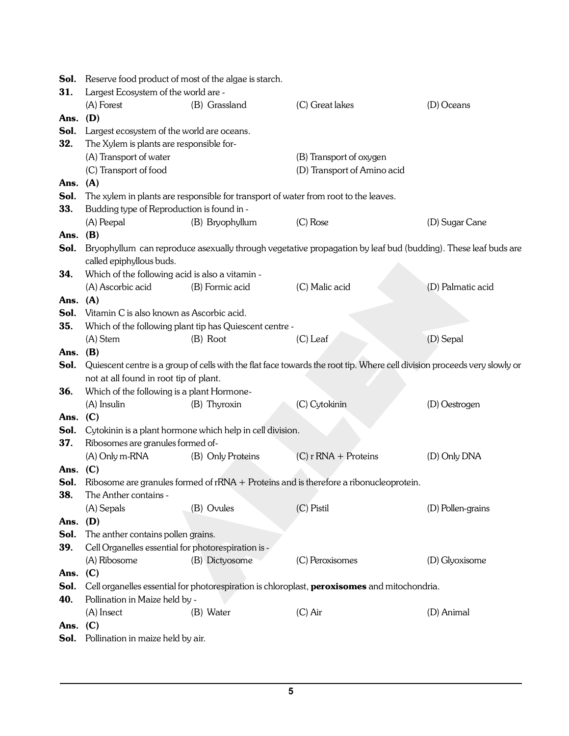**Sol.** Reserve food product of most of the algae is starch.

**31.** Largest Ecosystem of the world are -

(A) Forest (B) Grassland (C) Great lakes (D) Oceans

**Ans. (D)**

**Sol.** Largest ecosystem of the world are oceans.

**32.** The Xylem is plants are responsible for-

(A) Transport of water (B) Transport of oxygen

(C) Transport of food (D) Transport of Amino acid

**Ans. (A)**

**Sol.** The xylem in plants are responsible for transport of water from root to the leaves.

**33.** Budding type of Reproduction is found in -

(A) Peepal (B) Bryophyllum (C) Rose (D) Sugar Cane

**Ans. (B)**

**Sol.** Bryophyllum can reproduce asexually through vegetative propagation by leaf bud (budding). These leaf buds are called epiphyllous buds.

**34.** Which of the following acid is also a vitamin -

(A) Ascorbic acid (B) Formic acid (C) Malic acid (D) Palmatic acid

**Ans. (A)**

**Sol.** Vitamin C is also known as Ascorbic acid.

**35.** Which of the following plant tip has Quiescent centre -

(A) Stem (B) Root (C) Leaf (D) Sepal

**Ans. (B)**

**Sol.** Quiescent centre is a group of cells with the flat face towards the root tip. Where cell division proceeds very slowly or not at all found in root tip of plant.

**36.** Which of the following is a plant Hormone-

(A) Insulin (B) Thyroxin (C) Cytokinin (D) Oestrogen

**Ans. (C)**

**Sol.** Cytokinin is a plant hormone which help in cell division.

**37.** Ribosomes are granules formed of-

(A) Only m-RNA (B) Only Proteins (C) r RNA + Proteins (D) Only DNA

**Ans. (C)**

**Sol.** Ribosome are granules formed of rRNA + Proteins and is therefore a ribonucleoprotein.

**38.** The Anther contains -

(A) Sepals (B) Ovules (C) Pistil (D) Pollen-grains

**Ans. (D)**

**Sol.** The anther contains pollen grains.

**39.** Cell Organelles essential for photorespiration is -

(A) Ribosome (B) Dictyosome (C) Peroxisomes (D) Glyoxisome

**Ans. (C)**

**Sol.** Cell organelles essential for photorespiration is chloroplast, **peroxisomes** and mitochondria.

**40.** Pollination in Maize held by -

(A) Insect (B) Water (C) Air (D) Animal

**Ans. (C)**

**Sol.** Pollination in maize held by air.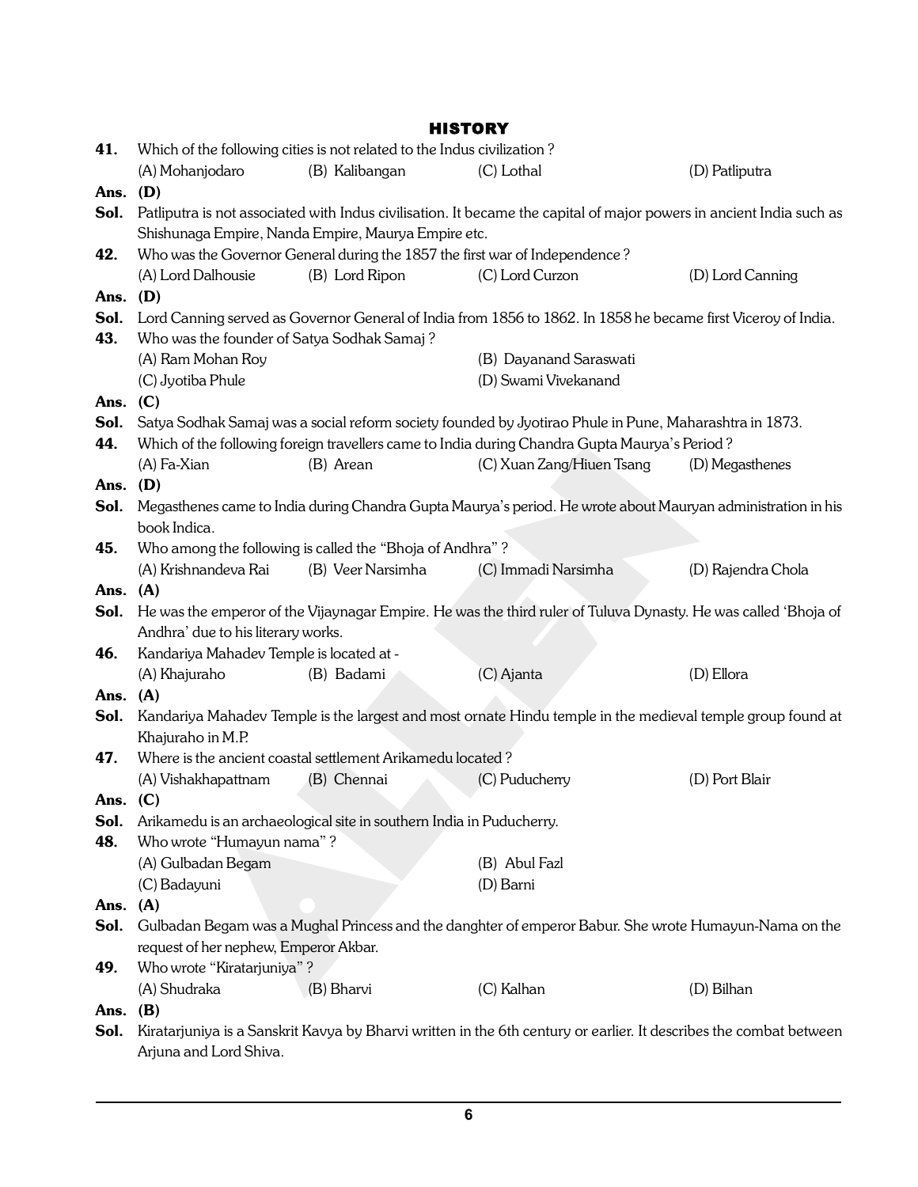## HISTORY

**41.** Which of the following cities is not related to the Indus civilization ?

(A) Mohanjodaro (B) Kalibangan (C) Lothal (D) Patliputra

**Ans. (D)**

**Sol.** Patliputra is not associated with Indus civilisation. It became the capital of major powers in ancient India such as Shishunaga Empire, Nanda Empire, Maurya Empire etc.

**42.** Who was the Governor General during the 1857 the first war of Independence ?

(A) Lord Dalhousie (B) Lord Ripon (C) Lord Curzon (D) Lord Canning

**Ans. (D)**

**Sol.** Lord Canning served as Governor General of India from 1856 to 1862. In 1858 he became first Viceroy of India.

**43.** Who was the founder of Satya Sodhak Samaj ?

(A) Ram Mohan Roy (B) Dayanand Saraswati

(C) Jyotiba Phule (D) Swami Vivekanand

**Ans. (C)**

**Sol.** Satya Sodhak Samaj was a social reform society founded by Jyotirao Phule in Pune, Maharashtra in 1873.

**44.** Which of the following foreign travellers came to India during Chandra Gupta Maurya's Period ?

(A) Fa-Xian (B) Arean (C) Xuan Zang/Hiuen Tsang (D) Megasthenes

**Ans. (D)**

**Sol.** Megasthenes came to India during Chandra Gupta Maurya's period. He wrote about Mauryan administration in his book Indica.

**45.** Who among the following is called the "Bhoja of Andhra" ?

(A) Krishnandeva Rai (B) Veer Narsimha (C) Immadi Narsimha (D) Rajendra Chola

**Ans. (A)**

**Sol.** He was the emperor of the Vijaynagar Empire. He was the third ruler of Tuluva Dynasty. He was called 'Bhoja of Andhra' due to his literary works.

**46.** Kandariya Mahadev Temple is located at -

(A) Khajuraho (B) Badami (C) Ajanta (D) Ellora

**Ans. (A)**

**Sol.** Kandariya Mahadev Temple is the largest and most ornate Hindu temple in the medieval temple group found at Khajuraho in M.P.

**47.** Where is the ancient coastal settlement Arikamedu located ?

(A) Vishakhapattnam (B) Chennai (C) Puducherry (D) Port Blair

**Ans. (C)**

**Sol.** Arikamedu is an archaeological site in southern India in Puducherry.

**48.** Who wrote "Humayun nama" ?

(A) Gulbadan Begam (B) Abul Fazl

(C) Badayuni (D) Barni

**Ans. (A)**

**Sol.** Gulbadan Begam was a Mughal Princess and the danghter of emperor Babur. She wrote Humayun-Nama on the request of her nephew, Emperor Akbar.

**49.** Who wrote "Kiratarjuniya" ?

(A) Shudraka (B) Bharvi (C) Kalhan (D) Bilhan

**Ans. (B)**

**Sol.** Kiratarjuniya is a Sanskrit Kavya by Bharvi written in the 6th century or earlier. It describes the combat between Arjuna and Lord Shiva.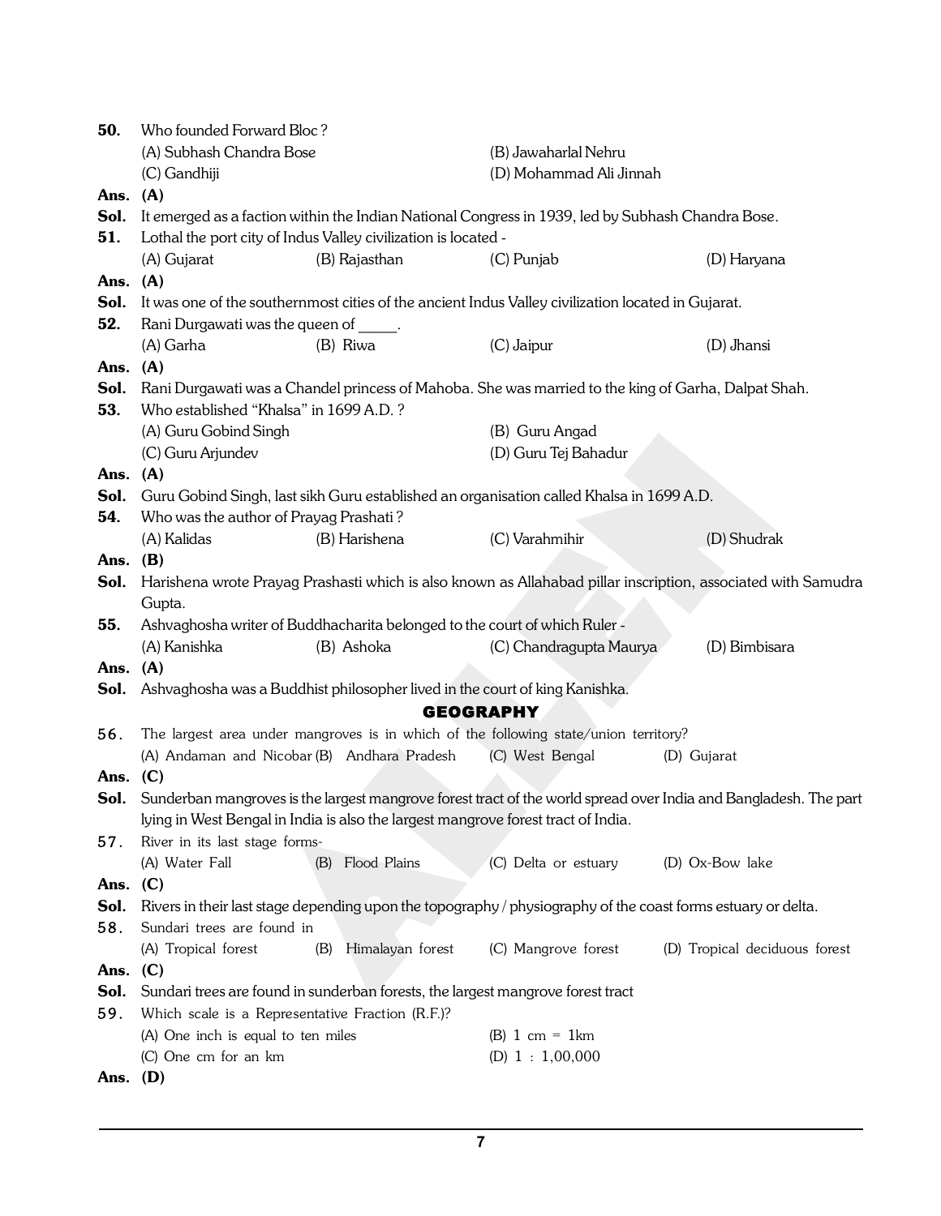**50.** Who founded Forward Bloc ?

(A) Subhash Chandra Bose
(B) Jawaharlal Nehru
(C) Gandhiji
(D) Mohammad Ali Jinnah

**Ans. (A)**

**Sol.** It emerged as a faction within the Indian National Congress in 1939, led by Subhash Chandra Bose.

**51.** Lothal the port city of Indus Valley civilization is located -

(A) Gujarat
(B) Rajasthan
(C) Punjab
(D) Haryana

**Ans. (A)**

**Sol.** It was one of the southernmost cities of the ancient Indus Valley civilization located in Gujarat.

**52.** Rani Durgawati was the queen of _____.

(A) Garha
(B) Riwa
(C) Jaipur
(D) Jhansi

**Ans. (A)**

**Sol.** Rani Durgawati was a Chandel princess of Mahoba. She was married to the king of Garha, Dalpat Shah.

**53.** Who established "Khalsa" in 1699 A.D. ?

(A) Guru Gobind Singh
(B) Guru Angad
(C) Guru Arjundev
(D) Guru Tej Bahadur

**Ans. (A)**

**Sol.** Guru Gobind Singh, last sikh Guru established an organisation called Khalsa in 1699 A.D.

**54.** Who was the author of Prayag Prashati ?

(A) Kalidas
(B) Harishena
(C) Varahmihir
(D) Shudrak

**Ans. (B)**

**Sol.** Harishena wrote Prayag Prashasti which is also known as Allahabad pillar inscription, associated with Samudra Gupta.

**55.** Ashvaghosha writer of Buddhacharita belonged to the court of which Ruler -

(A) Kanishka
(B) Ashoka
(C) Chandragupta Maurya
(D) Bimbisara

**Ans. (A)**

**Sol.** Ashvaghosha was a Buddhist philosopher lived in the court of king Kanishka.

## GEOGRAPHY

**56.** The largest area under mangroves is in which of the following state/union territory?

(A) Andaman and Nicobar
(B) Andhra Pradesh
(C) West Bengal
(D) Gujarat

**Ans. (C)**

**Sol.** Sunderban mangroves is the largest mangrove forest tract of the world spread over India and Bangladesh. The part lying in West Bengal in India is also the largest mangrove forest tract of India.

**57.** River in its last stage forms-

(A) Water Fall
(B) Flood Plains
(C) Delta or estuary
(D) Ox-Bow lake

**Ans. (C)**

**Sol.** Rivers in their last stage depending upon the topography / physiography of the coast forms estuary or delta.

**58.** Sundari trees are found in

(A) Tropical forest
(B) Himalayan forest
(C) Mangrove forest
(D) Tropical deciduous forest

**Ans. (C)**

**Sol.** Sundari trees are found in sunderban forests, the largest mangrove forest tract

**59.** Which scale is a Representative Fraction (R.F.)?

(A) One inch is equal to ten miles
(B) 1 cm = 1km
(C) One cm for an km
(D) 1 : 1,00,000

**Ans. (D)**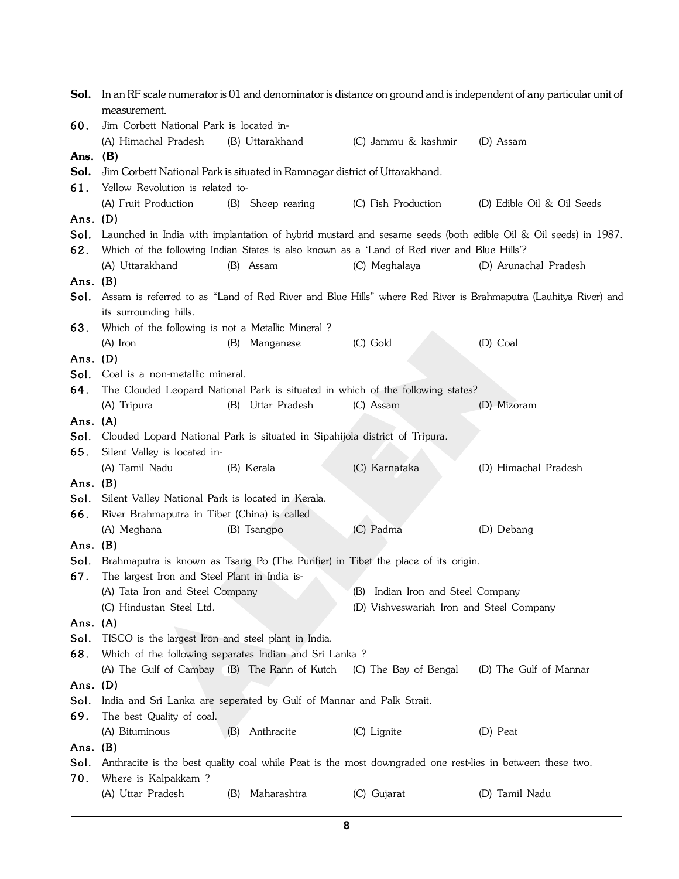**Sol.** In an RF scale numerator is 01 and denominator is distance on ground and is independent of any particular unit of measurement.

**60.** Jim Corbett National Park is located in-

(A) Himachal Pradesh (B) Uttarakhand (C) Jammu & kashmir (D) Assam

**Ans.** **(B)**

**Sol.** Jim Corbett National Park is situated in Ramnagar district of Uttarakhand.

**61.** Yellow Revolution is related to-

(A) Fruit Production (B) Sheep rearing (C) Fish Production (D) Edible Oil & Oil Seeds

**Ans.** **(D)**

**Sol.** Launched in India with implantation of hybrid mustard and sesame seeds (both edible Oil & Oil seeds) in 1987.

**62.** Which of the following Indian States is also known as a 'Land of Red river and Blue Hills'?

(A) Uttarakhand (B) Assam (C) Meghalaya (D) Arunachal Pradesh

**Ans.** **(B)**

**Sol.** Assam is referred to as "Land of Red River and Blue Hills" where Red River is Brahmaputra (Lauhitya River) and its surrounding hills.

**63.** Which of the following is not a Metallic Mineral ?

(A) Iron (B) Manganese (C) Gold (D) Coal

**Ans.** **(D)**

**Sol.** Coal is a non-metallic mineral.

**64.** The Clouded Leopard National Park is situated in which of the following states?

(A) Tripura (B) Uttar Pradesh (C) Assam (D) Mizoram

**Ans.** **(A)**

**Sol.** Clouded Lopard National Park is situated in Sipahijola district of Tripura.

**65.** Silent Valley is located in-

(A) Tamil Nadu (B) Kerala (C) Karnataka (D) Himachal Pradesh

**Ans.** **(B)**

**Sol.** Silent Valley National Park is located in Kerala.

**66.** River Brahmaputra in Tibet (China) is called

(A) Meghana (B) Tsangpo (C) Padma (D) Debang

**Ans.** **(B)**

**Sol.** Brahmaputra is known as Tsang Po (The Purifier) in Tibet the place of its origin.

**67.** The largest Iron and Steel Plant in India is-

(A) Tata Iron and Steel Company (B) Indian Iron and Steel Company

(C) Hindustan Steel Ltd. (D) Vishveswariah Iron and Steel Company

**Ans.** **(A)**

**Sol.** TISCO is the largest Iron and steel plant in India.

**68.** Which of the following separates Indian and Sri Lanka ?

(A) The Gulf of Cambay (B) The Rann of Kutch (C) The Bay of Bengal (D) The Gulf of Mannar

**Ans.** **(D)**

**Sol.** India and Sri Lanka are seperated by Gulf of Mannar and Palk Strait.

**69.** The best Quality of coal.

(A) Bituminous (B) Anthracite (C) Lignite (D) Peat

**Ans.** **(B)**

**Sol.** Anthracite is the best quality coal while Peat is the most downgraded one rest-lies in between these two.

**70.** Where is Kalpakkam ?

(A) Uttar Pradesh (B) Maharashtra (C) Gujarat (D) Tamil Nadu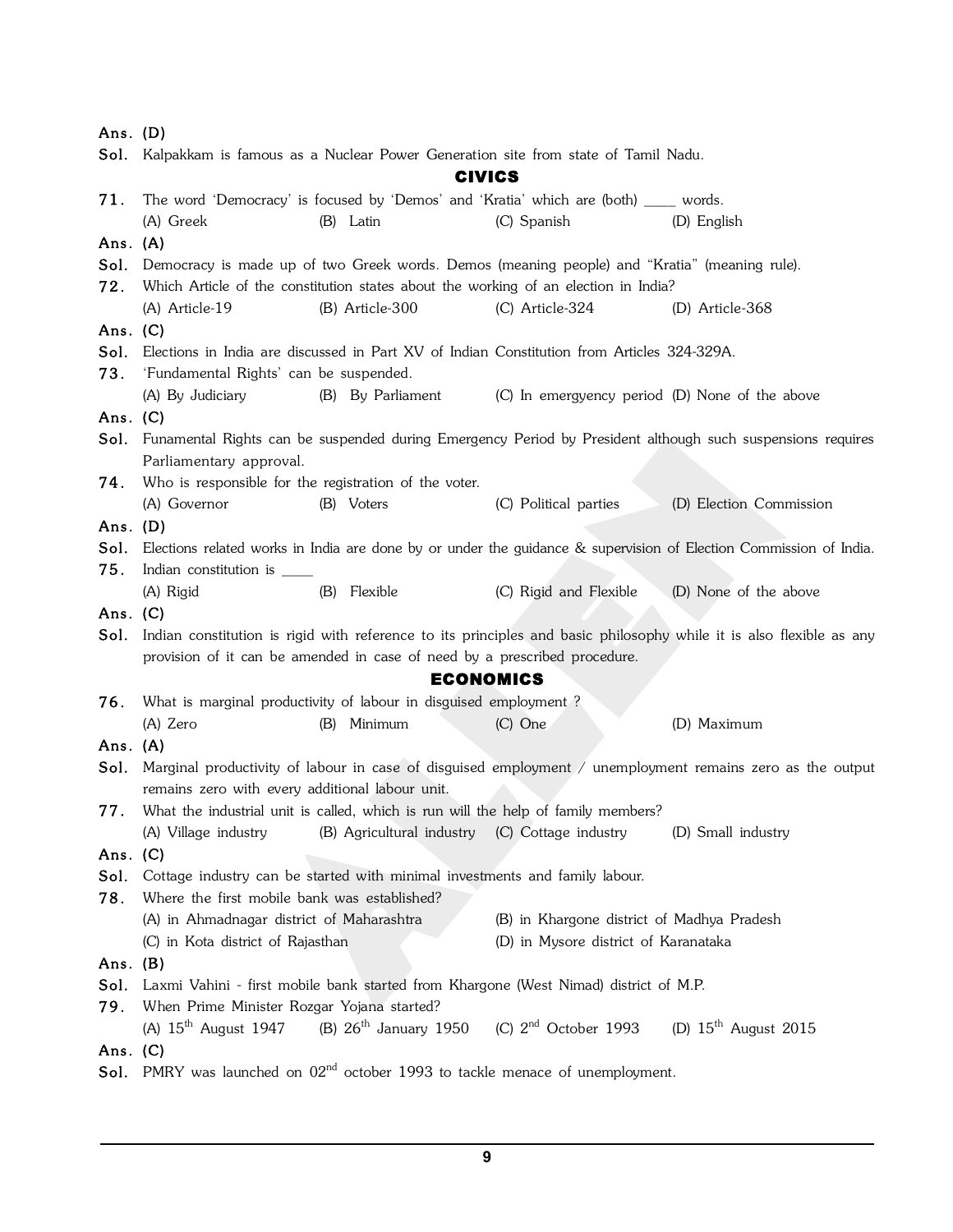**Ans.** (D)

**Sol.** Kalpakkam is famous as a Nuclear Power Generation site from state of Tamil Nadu.

## CIVICS

**71.** The word 'Democracy' is focused by 'Demos' and 'Kratia' which are (both) ____ words.

(A) Greek (B) Latin (C) Spanish (D) English

**Ans.** (A)

**Sol.** Democracy is made up of two Greek words. Demos (meaning people) and "Kratia" (meaning rule).

**72.** Which Article of the constitution states about the working of an election in India?

(A) Article-19 (B) Article-300 (C) Article-324 (D) Article-368

**Ans.** (C)

**Sol.** Elections in India are discussed in Part XV of Indian Constitution from Articles 324-329A.

**73.** 'Fundamental Rights' can be suspended.

(A) By Judiciary (B) By Parliament (C) In emergyency period (D) None of the above

**Ans.** (C)

**Sol.** Funamental Rights can be suspended during Emergency Period by President although such suspensions requires Parliamentary approval.

**74.** Who is responsible for the registration of the voter.

(A) Governor (B) Voters (C) Political parties (D) Election Commission

**Ans.** (D)

**Sol.** Elections related works in India are done by or under the guidance & supervision of Election Commission of India.

**75.** Indian constitution is ____

(A) Rigid (B) Flexible (C) Rigid and Flexible (D) None of the above

**Ans.** (C)

**Sol.** Indian constitution is rigid with reference to its principles and basic philosophy while it is also flexible as any provision of it can be amended in case of need by a prescribed procedure.

## ECONOMICS

**76.** What is marginal productivity of labour in disguised employment ?

(A) Zero (B) Minimum (C) One (D) Maximum

**Ans.** (A)

**Sol.** Marginal productivity of labour in case of disguised employment / unemployment remains zero as the output remains zero with every additional labour unit.

**77.** What the industrial unit is called, which is run will the help of family members?

(A) Village industry (B) Agricultural industry (C) Cottage industry (D) Small industry

**Ans.** (C)

**Sol.** Cottage industry can be started with minimal investments and family labour.

**78.** Where the first mobile bank was established?

(A) in Ahmadnagar district of Maharashtra (B) in Khargone district of Madhya Pradesh

(C) in Kota district of Rajasthan (D) in Mysore district of Karanataka

**Ans.** (B)

**Sol.** Laxmi Vahini - first mobile bank started from Khargone (West Nimad) district of M.P.

**79.** When Prime Minister Rozgar Yojana started?

(A) 15th August 1947 (B) 26th January 1950 (C) 2nd October 1993 (D) 15th August 2015

**Ans.** (C)

**Sol.** PMRY was launched on 02nd october 1993 to tackle menace of unemployment.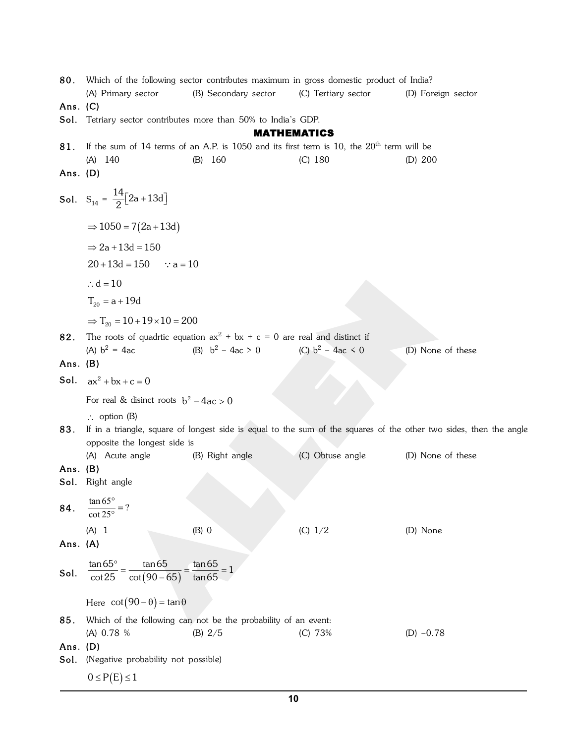**80.** Which of the following sector contributes maximum in gross domestic product of India?

(A) Primary sector (B) Secondary sector (C) Tertiary sector (D) Foreign sector

**Ans. (C)**

**Sol.** Tetriary sector contributes more than 50% to India's GDP.

## MATHEMATICS

**81.** If the sum of 14 terms of an A.P. is 1050 and its first term is 10, the $20^{th}$ term will be

(A) 140 (B) 160 (C) 180 (D) 200

**Ans. (D)**

**Sol.** $S_{14} = \frac{14}{2}\left[2a + 13d\right]$

$\Rightarrow 1050 = 7(2a + 13d)$

$\Rightarrow 2a + 13d = 150$

$20 + 13d = 150 \quad \because a = 10$

$\therefore d = 10$

$T_{20} = a + 19d$

$\Rightarrow T_{20} = 10 + 19 \times 10 = 200$

**82.** The roots of quadrtic equation $ax^2 + bx + c = 0$ are real and distinct if

(A) $b^2 = 4ac$ (B) $b^2 - 4ac > 0$ (C) $b^2 - 4ac < 0$ (D) None of these

**Ans. (B)**

**Sol.** $ax^2 + bx + c = 0$

For real & disinct roots $b^2 - 4ac > 0$

$\therefore$ option (B)

**83.** If in a triangle, square of longest side is equal to the sum of the squares of the other two sides, then the angle opposite the longest side is

(A) Acute angle (B) Right angle (C) Obtuse angle (D) None of these

**Ans. (B)**

**Sol.** Right angle

**84.** $\frac{\tan 65°}{\cot 25°} = ?$

(A) 1 (B) 0 (C) 1/2 (D) None

**Ans. (A)**

**Sol.** $\frac{\tan 65°}{\cot 25} = \frac{\tan 65}{\cot(90 - 65)} = \frac{\tan 65}{\tan 65} = 1$

Here $\cot(90 - \theta) = \tan\theta$

**85.** Which of the following can not be the probability of an event:

(A) 0.78 % (B) 2/5 (C) 73% (D) –0.78

**Ans. (D)**

**Sol.** (Negative probability not possible)

$0 \le P(E) \le 1$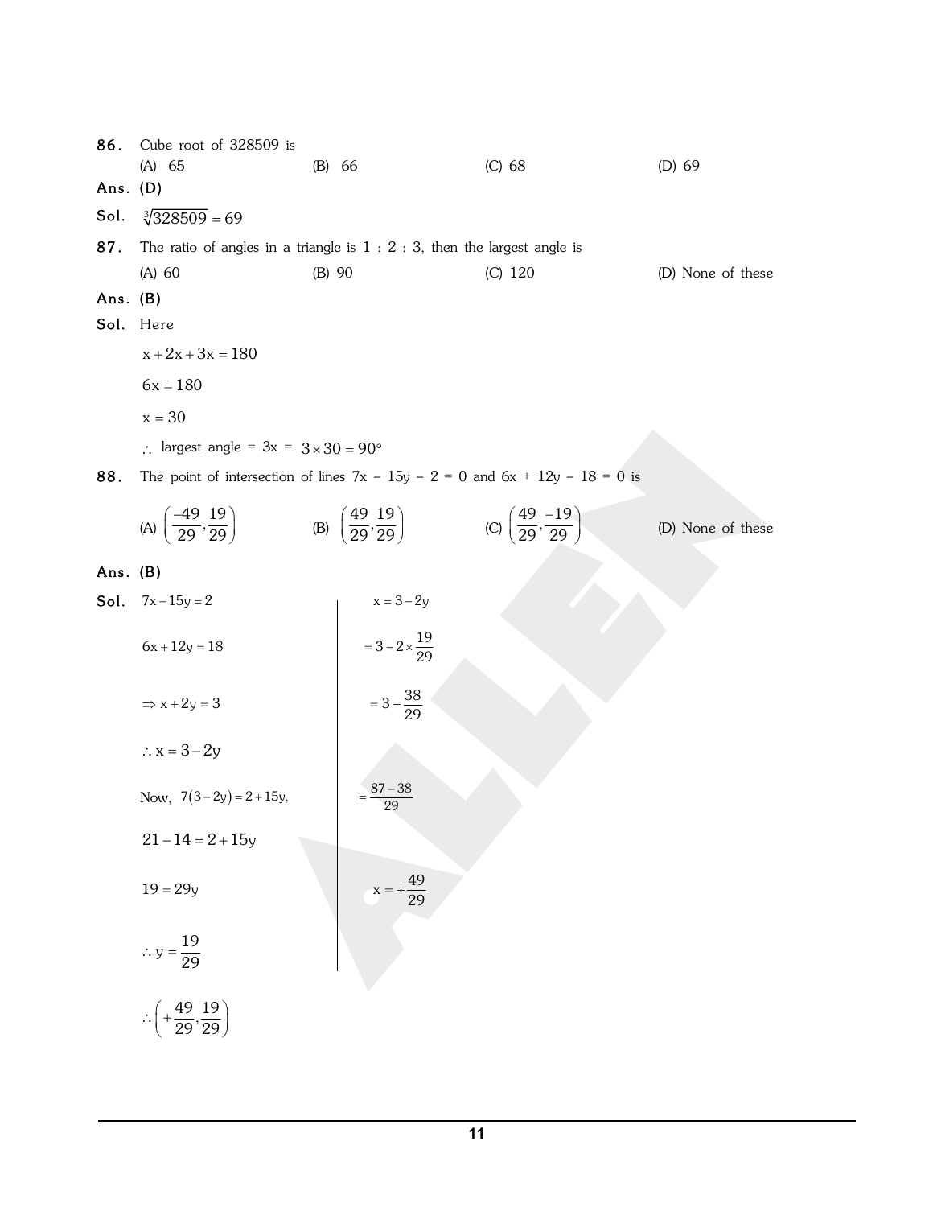**86.** Cube root of 328509 is

(A) 65 (B) 66 (C) 68 (D) 69

**Ans. (D)**

**Sol.** $\sqrt[3]{328509} = 69$

**87.** The ratio of angles in a triangle is 1 : 2 : 3, then the largest angle is

(A) 60 (B) 90 (C) 120 (D) None of these

**Ans. (B)**

**Sol.** Here

$x + 2x + 3x = 180$

$6x = 180$

$x = 30$

$\therefore$ largest angle = 3x = $3 \times 30 = 90°$

**88.** The point of intersection of lines 7x – 15y – 2 = 0 and 6x + 12y – 18 = 0 is

(A) $\left(\frac{-49}{29}, \frac{19}{29}\right)$ (B) $\left(\frac{49}{29}, \frac{19}{29}\right)$ (C) $\left(\frac{49}{29}, \frac{-19}{29}\right)$ (D) None of these

**Ans. (B)**

**Sol.** $7x - 15y = 2$

$6x + 12y = 18$

$\Rightarrow x + 2y = 3$

$\therefore x = 3 - 2y$

Now, $7(3-2y) = 2 + 15y,$

$21 - 14 = 2 + 15y$

$19 = 29y$

$\therefore y = \frac{19}{29}$

$x = 3 - 2y$

$= 3 - 2 \times \frac{19}{29}$

$= 3 - \frac{38}{29}$

$= \frac{87 - 38}{29}$

$x = +\frac{49}{29}$

$\therefore \left(+\frac{49}{29}, \frac{19}{29}\right)$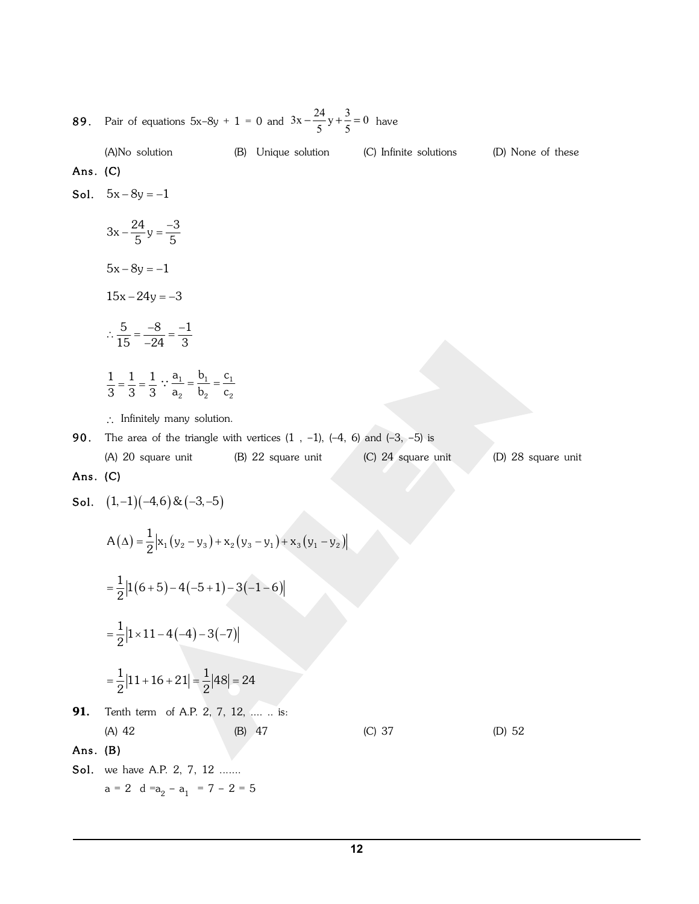**89.** Pair of equations $5x - 8y + 1 = 0$ and $3x - \frac{24}{5}y + \frac{3}{5} = 0$ have

(A) No solution (B) Unique solution (C) Infinite solutions (D) None of these

**Ans. (C)**

**Sol.** $5x - 8y = -1$

$$3x - \frac{24}{5}y = \frac{-3}{5}$$

$$5x - 8y = -1$$

$$15x - 24y = -3$$

$$\therefore \frac{5}{15} = \frac{-8}{-24} = \frac{-1}{3}$$

$$\frac{1}{3} = \frac{1}{3} = \frac{1}{3} \because \frac{a_1}{a_2} = \frac{b_1}{b_2} = \frac{c_1}{c_2}$$

$\therefore$ Infinitely many solution.

**90.** The area of the triangle with vertices (1 , –1), (–4, 6) and (–3, –5) is

(A) 20 square unit (B) 22 square unit (C) 24 square unit (D) 28 square unit

**Ans. (C)**

**Sol.** $(1,-1)(-4,6) \& (-3,-5)$

$$A(\Delta) = \frac{1}{2}\left|x_1(y_2 - y_3) + x_2(y_3 - y_1) + x_3(y_1 - y_2)\right|$$

$$= \frac{1}{2}\left|1(6+5) - 4(-5+1) - 3(-1-6)\right|$$

$$= \frac{1}{2}\left|1 \times 11 - 4(-4) - 3(-7)\right|$$

$$= \frac{1}{2}\left|11 + 16 + 21\right| = \frac{1}{2}\left|48\right| = 24$$

**91.** Tenth term of A.P. 2, 7, 12, .... .. is:

(A) 42 (B) 47 (C) 37 (D) 52

**Ans. (B)**

**Sol.** we have A.P. 2, 7, 12 .......

$a = 2 \quad d = a_2 - a_1 = 7 - 2 = 5$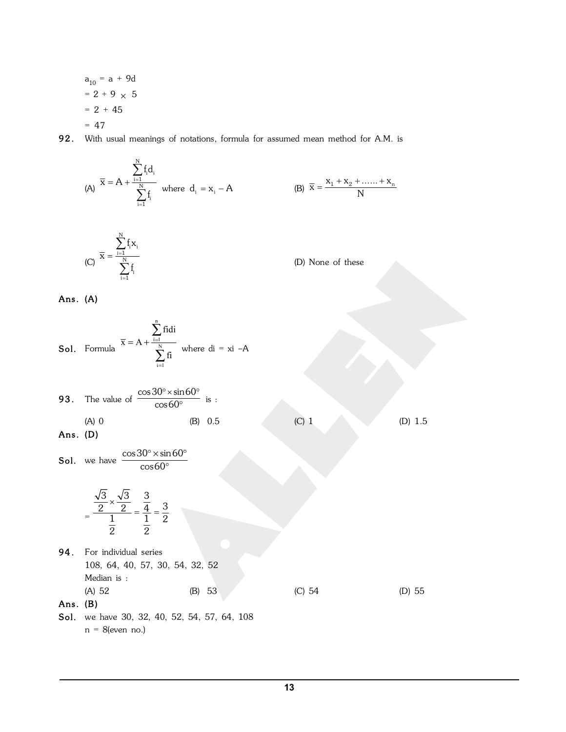$a_{10} = a + 9d$

$= 2 + 9 \times 5$

$= 2 + 45$

$= 47$

**92.** With usual meanings of notations, formula for assumed mean method for A.M. is

(A) $\overline{x} = A + \dfrac{\sum_{i=1}^{N} f_i d_i}{\sum_{i=1}^{N} f_i}$ where $d_i = x_i - A$

(B) $\overline{x} = \dfrac{x_1 + x_2 + \ldots\ldots + x_n}{N}$

(C) $\overline{x} = \dfrac{\sum_{i=1}^{N} f_i x_i}{\sum_{i=1}^{N} f_i}$

(D) None of these

**Ans. (A)**

**Sol.** Formula $\overline{x} = A + \dfrac{\sum_{i=1}^{n} fidi}{\sum_{i=1}^{N} fi}$ where di = xi –A

**93.** The value of $\dfrac{\cos 30^\circ \times \sin 60^\circ}{\cos 60^\circ}$ is :

(A) 0 (B) 0.5 (C) 1 (D) 1.5

**Ans. (D)**

**Sol.** we have $\dfrac{\cos 30^\circ \times \sin 60^\circ}{\cos 60^\circ}$

$$= \frac{\frac{\sqrt{3}}{2} \times \frac{\sqrt{3}}{2}}{\frac{1}{2}} = \frac{\frac{3}{4}}{\frac{1}{2}} = \frac{3}{2}$$

**94.** For individual series

108, 64, 40, 57, 30, 54, 32, 52

Median is :

(A) 52 (B) 53 (C) 54 (D) 55

**Ans. (B)**

**Sol.** we have 30, 32, 40, 52, 54, 57, 64, 108

n = 8(even no.)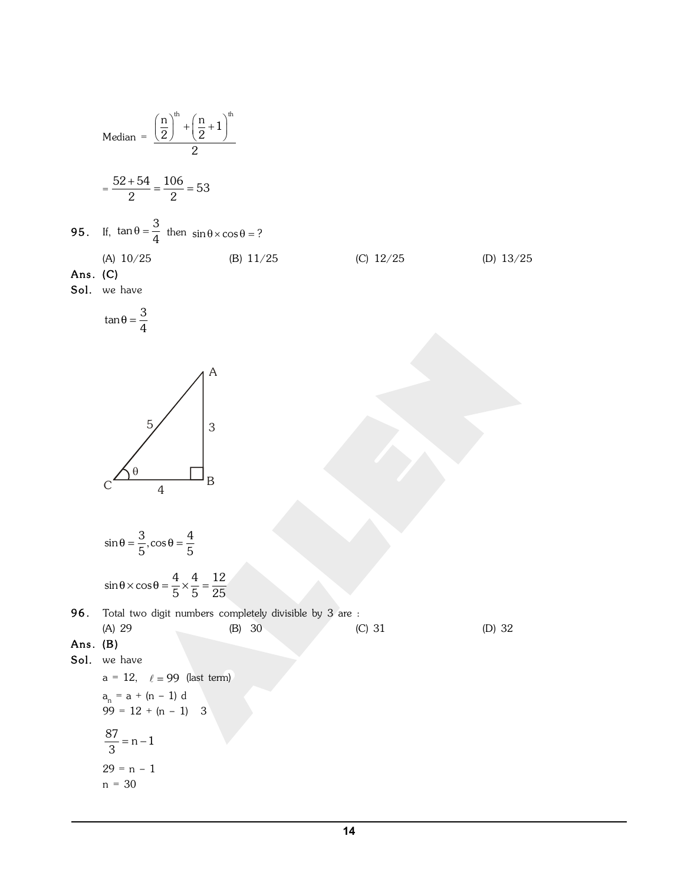$$\text{Median} = \frac{\left(\frac{n}{2}\right)^{th} + \left(\frac{n}{2}+1\right)^{th}}{2}$$

$$= \frac{52+54}{2} = \frac{106}{2} = 53$$

**95.** If, $\tan\theta = \frac{3}{4}$ then $\sin\theta \times \cos\theta = ?$

(A) 10/25 (B) 11/25 (C) 12/25 (D) 13/25

**Ans. (C)**

**Sol.** we have

$$\tan\theta = \frac{3}{4}$$

(Right triangle ABC with right angle at B, angle $\theta$ at C, AB = 3, CB = 4, AC = 5)

$$\sin\theta = \frac{3}{5}, \cos\theta = \frac{4}{5}$$

$$\sin\theta \times \cos\theta = \frac{4}{5} \times \frac{4}{5} = \frac{12}{25}$$

**96.** Total two digit numbers completely divisible by 3 are :

(A) 29 (B) 30 (C) 31 (D) 32

**Ans. (B)**

**Sol.** we have

$a = 12, \quad \ell = 99$ (last term)

$a_n = a + (n - 1) d$

$99 = 12 + (n - 1) \quad 3$

$$\frac{87}{3} = n - 1$$

$29 = n - 1$

$n = 30$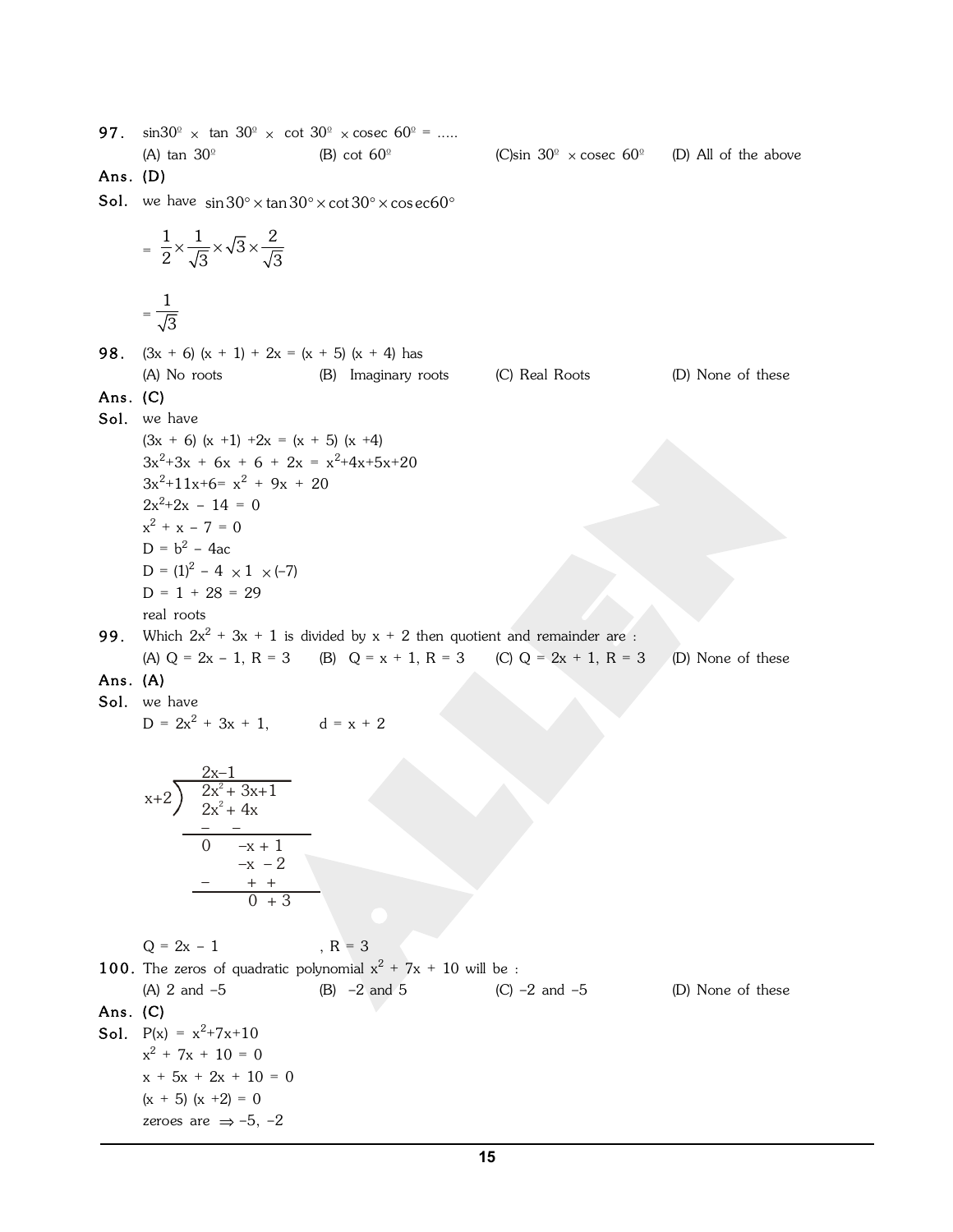**97.** $\sin 30^\circ \times \tan 30^\circ \times \cot 30^\circ \times \text{cosec } 60^\circ = .....$

(A) $\tan 30^\circ$ (B) $\cot 60^\circ$ (C) $\sin 30^\circ \times \text{cosec } 60^\circ$ (D) All of the above

**Ans. (D)**

**Sol.** we have $\sin 30^\circ \times \tan 30^\circ \times \cot 30^\circ \times \text{cosec} 60^\circ$

$= \frac{1}{2} \times \frac{1}{\sqrt{3}} \times \sqrt{3} \times \frac{2}{\sqrt{3}}$

$= \frac{1}{\sqrt{3}}$

**98.** $(3x + 6)(x + 1) + 2x = (x + 5)(x + 4)$ has

(A) No roots (B) Imaginary roots (C) Real Roots (D) None of these

**Ans. (C)**

**Sol.** we have

$(3x + 6)(x + 1) + 2x = (x + 5)(x + 4)$

$3x^2 + 3x + 6x + 6 + 2x = x^2 + 4x + 5x + 20$

$3x^2 + 11x + 6 = x^2 + 9x + 20$

$2x^2 + 2x - 14 = 0$

$x^2 + x - 7 = 0$

$D = b^2 - 4ac$

$D = (1)^2 - 4 \times 1 \times (-7)$

$D = 1 + 28 = 29$

real roots

**99.** Which $2x^2 + 3x + 1$ is divided by $x + 2$ then quotient and remainder are :

(A) $Q = 2x - 1, R = 3$ (B) $Q = x + 1, R = 3$ (C) $Q = 2x + 1, R = 3$ (D) None of these

**Ans. (A)**

**Sol.** we have

$D = 2x^2 + 3x + 1, \quad d = x + 2$

```
         2x-1
x+2 ) 2x² + 3x+1
      2x² + 4x
      -     -
    ----------
      0    -x + 1
           -x - 2
      -     + +
    ----------
            0 + 3
```

$Q = 2x - 1 \quad , R = 3$

**100.** The zeros of quadratic polynomial $x^2 + 7x + 10$ will be :

(A) 2 and –5 (B) –2 and 5 (C) –2 and –5 (D) None of these

**Ans. (C)**

**Sol.** $P(x) = x^2 + 7x + 10$

$x^2 + 7x + 10 = 0$

$x + 5x + 2x + 10 = 0$

$(x + 5)(x + 2) = 0$

zeroes are $\Rightarrow -5, -2$